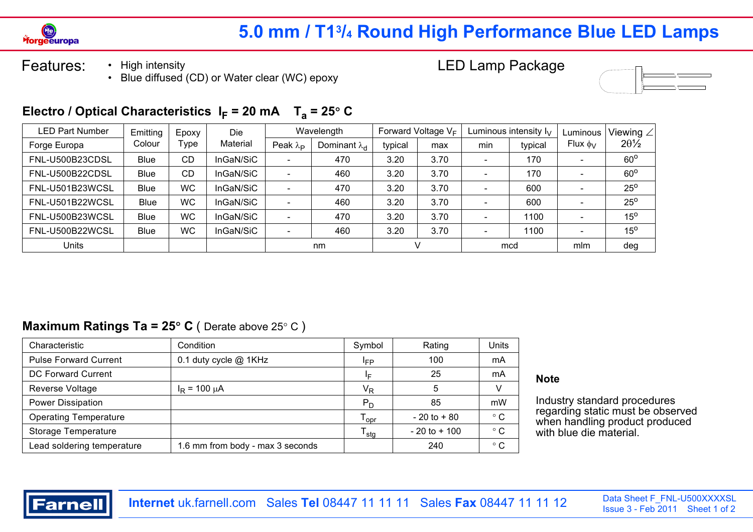# 5.0 mm / T1¾ Round High Performance Blue LED Lamps

**Features:**

- High intensity
- Blue diffused (CD) or Water clear (WC) epoxy

LED Lamp Package

## Electro / Optical Characteristics $I_F$ = 20 mA $T_a$ = 25° C

| LED Part Number | Emitting | Epoxy | Die | Wavelength | | Forward Voltage $V_F$ | | Luminous intensity $I_V$ | | Luminous | Viewing ∠ |
|---|---|---|---|---|---|---|---|---|---|---|---|
| Forge Europa | Colour | Type | Material | Peak $\lambda_P$ | Dominant $\lambda_d$ | typical | max | min | typical | Flux $\phi_V$ | 2θ½ |
| FNL-U500B23CDSL | Blue | CD | InGaN/SiC | - | 470 | 3.20 | 3.70 | - | 170 | - | 60° |
| FNL-U500B22CDSL | Blue | CD | InGaN/SiC | - | 460 | 3.20 | 3.70 | - | 170 | - | 60° |
| FNL-U501B23WCSL | Blue | WC | InGaN/SiC | - | 470 | 3.20 | 3.70 | - | 600 | - | 25° |
| FNL-U501B22WCSL | Blue | WC | InGaN/SiC | - | 460 | 3.20 | 3.70 | - | 600 | - | 25° |
| FNL-U500B23WCSL | Blue | WC | InGaN/SiC | - | 470 | 3.20 | 3.70 | - | 1100 | - | 15° |
| FNL-U500B22WCSL | Blue | WC | InGaN/SiC | - | 460 | 3.20 | 3.70 | - | 1100 | - | 15° |
| Units | | | | nm | | V | | mcd | | mlm | deg |

## Maximum Ratings Ta = 25° C ( Derate above 25° C )

| Characteristic | Condition | Symbol | Rating | Units |
|---|---|---|---|---|
| Pulse Forward Current | 0.1 duty cycle @ 1KHz | $I_{FP}$ | 100 | mA |
| DC Forward Current | | $I_F$ | 25 | mA |
| Reverse Voltage | $I_R$ = 100 µA | $V_R$ | 5 | V |
| Power Dissipation | | $P_D$ | 85 | mW |
| Operating Temperature | | $T_{opr}$ | - 20 to + 80 | ° C |
| Storage Temperature | | $T_{stg}$ | - 20 to + 100 | ° C |
| Lead soldering temperature | 1.6 mm from body - max 3 seconds | | 240 | ° C |

**Note**

Industry standard procedures regarding static must be observed when handling product produced with blue die material.

**Internet** uk.farnell.com Sales **Tel** 08447 11 11 11 Sales **Fax** 08447 11 11 12

Data Sheet F_FNL-U500XXXXSL
Issue 3 - Feb 2011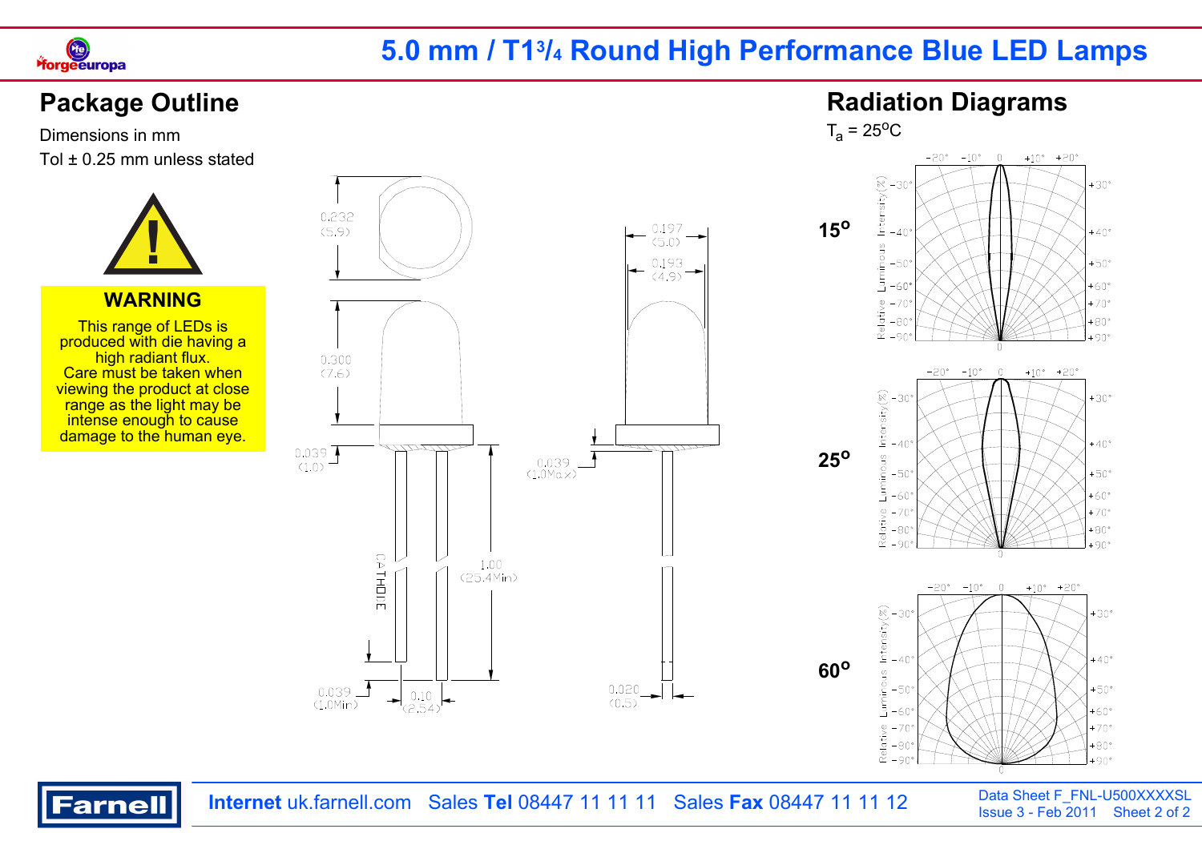## Package Outline

Dimensions in mm

Tol ± 0.25 mm unless stated

### WARNING

This range of LEDs is produced with die having a high radiant flux.
Care must be taken when viewing the product at close range as the light may be intense enough to cause damage to the human eye.

0.232 (5.9)

0.300 (7.6)

0.039 (1.0)

0.039 (1.0Min)

CATHODE

0.10 (2.54)

1.00 (25.4Min)

0.197 (5.0)

0.193 (4.9)

0.039 (1.0Max)

0.020 (0.5)

## Radiation Diagrams

$T_a$ = 25°C

15°

25°

60°

Relative Luminous Intensity(%)

-20° -10° 0 +10° +20°

-30° -40° -50° -60° -70° -80° -90°

+30° +40° +50° +60° +70° +80° +90°